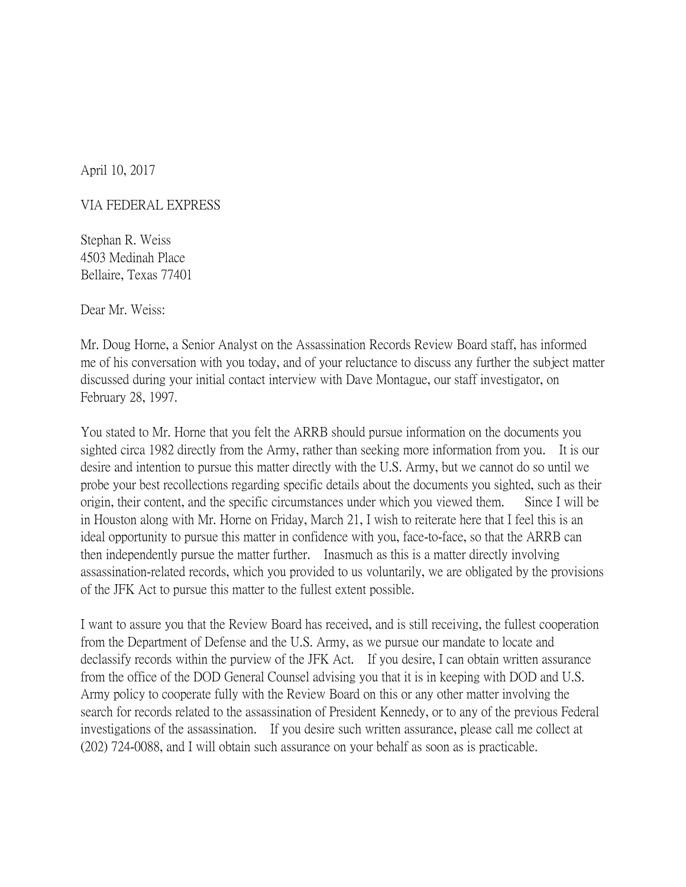April 10, 2017

VIA FEDERAL EXPRESS

Stephan R. Weiss
4503 Medinah Place
Bellaire, Texas 77401

Dear Mr. Weiss:

Mr. Doug Horne, a Senior Analyst on the Assassination Records Review Board staff, has informed me of his conversation with you today, and of your reluctance to discuss any further the subject matter discussed during your initial contact interview with Dave Montague, our staff investigator, on February 28, 1997.

You stated to Mr. Horne that you felt the ARRB should pursue information on the documents you sighted circa 1982 directly from the Army, rather than seeking more information from you. It is our desire and intention to pursue this matter directly with the U.S. Army, but we cannot do so until we probe your best recollections regarding specific details about the documents you sighted, such as their origin, their content, and the specific circumstances under which you viewed them. Since I will be in Houston along with Mr. Horne on Friday, March 21, I wish to reiterate here that I feel this is an ideal opportunity to pursue this matter in confidence with you, face-to-face, so that the ARRB can then independently pursue the matter further. Inasmuch as this is a matter directly involving assassination-related records, which you provided to us voluntarily, we are obligated by the provisions of the JFK Act to pursue this matter to the fullest extent possible.

I want to assure you that the Review Board has received, and is still receiving, the fullest cooperation from the Department of Defense and the U.S. Army, as we pursue our mandate to locate and declassify records within the purview of the JFK Act. If you desire, I can obtain written assurance from the office of the DOD General Counsel advising you that it is in keeping with DOD and U.S. Army policy to cooperate fully with the Review Board on this or any other matter involving the search for records related to the assassination of President Kennedy, or to any of the previous Federal investigations of the assassination. If you desire such written assurance, please call me collect at (202) 724-0088, and I will obtain such assurance on your behalf as soon as is practicable.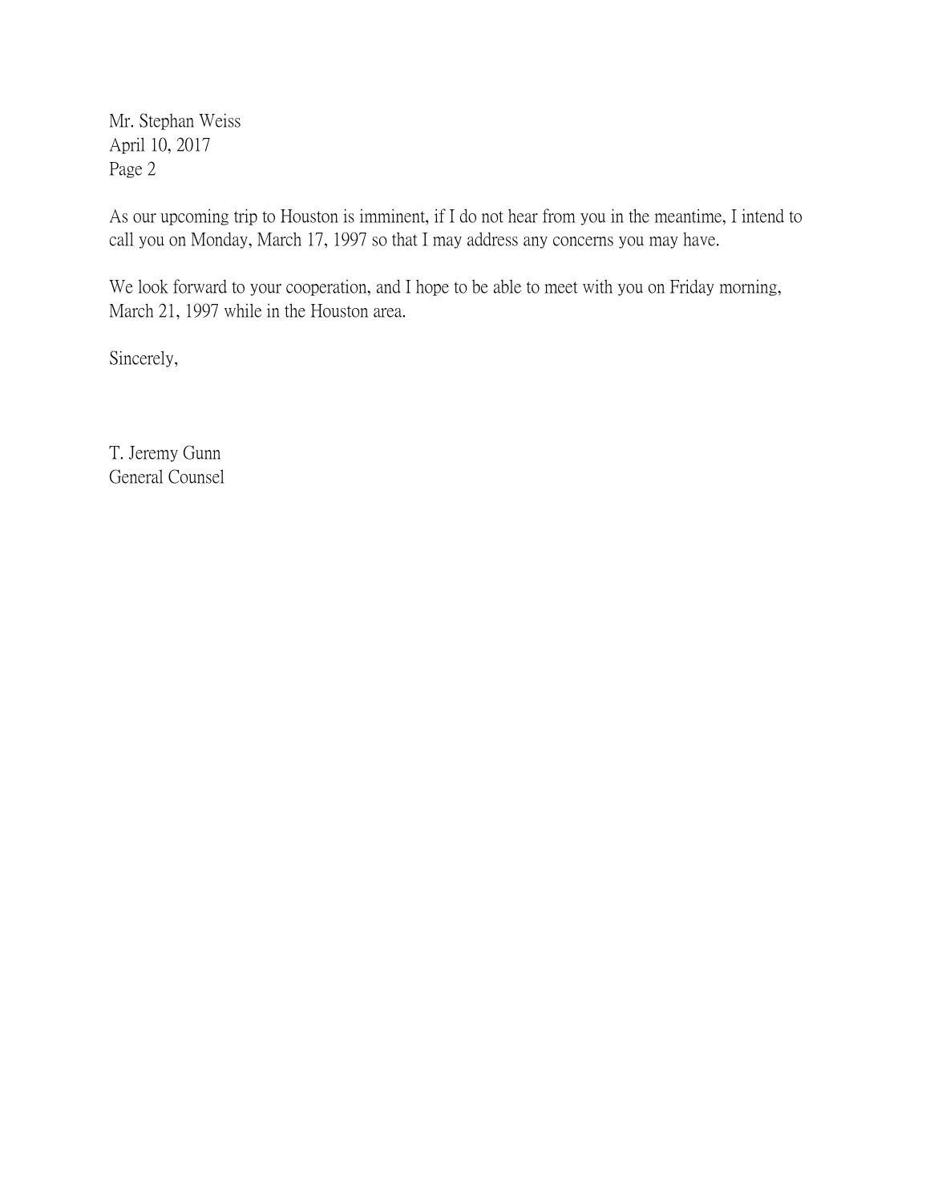As our upcoming trip to Houston is imminent, if I do not hear from you in the meantime, I intend to call you on Monday, March 17, 1997 so that I may address any concerns you may have.

We look forward to your cooperation, and I hope to be able to meet with you on Friday morning, March 21, 1997 while in the Houston area.

Sincerely,

T. Jeremy Gunn
General Counsel